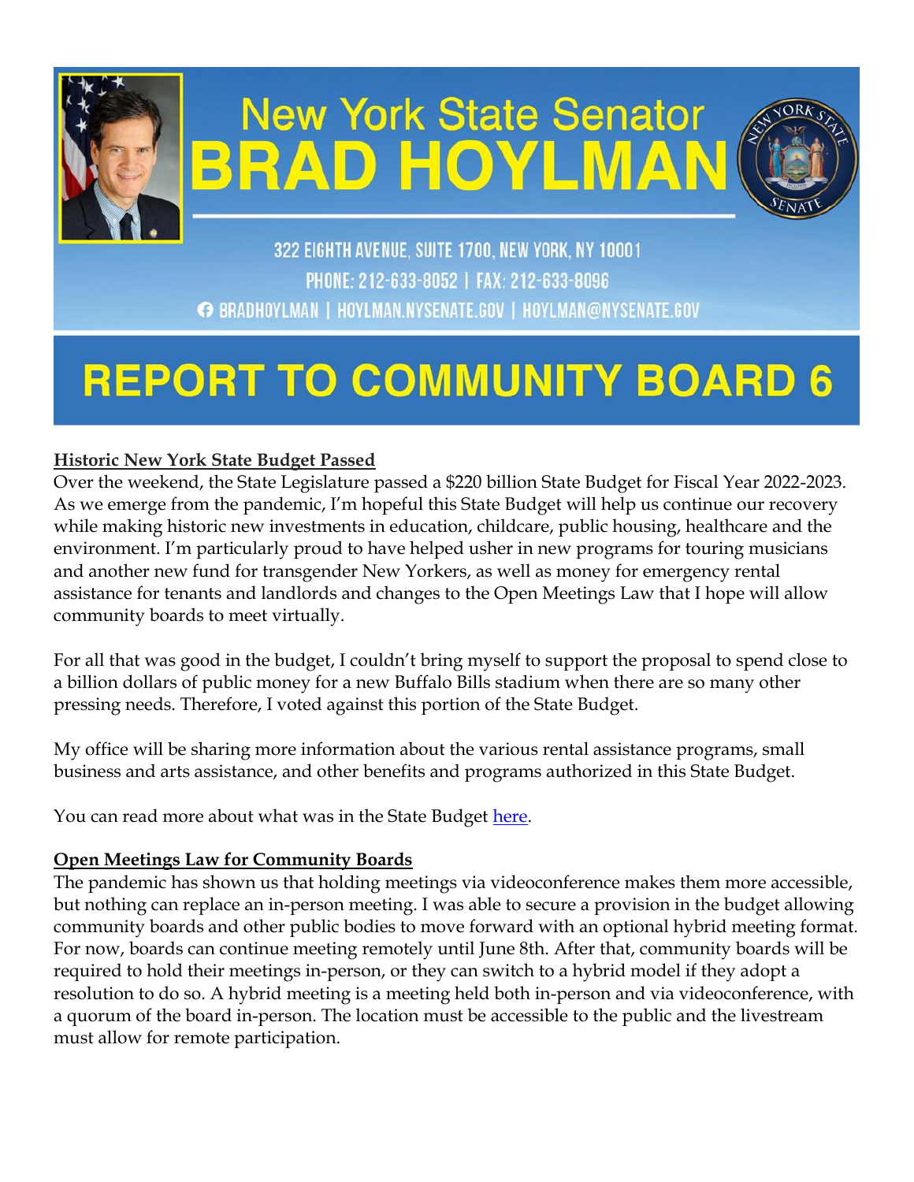# New York State Senator BRAD HOYLMAN

322 EIGHTH AVENUE, SUITE 1700, NEW YORK, NY 10001

PHONE: 212-633-8052 | FAX: 212-633-8096

BRADHOYLMAN | HOYLMAN.NYSENATE.GOV | HOYLMAN@NYSENATE.GOV

# REPORT TO COMMUNITY BOARD 6

## Historic New York State Budget Passed

Over the weekend, the State Legislature passed a $220 billion State Budget for Fiscal Year 2022-2023. As we emerge from the pandemic, I'm hopeful this State Budget will help us continue our recovery while making historic new investments in education, childcare, public housing, healthcare and the environment. I'm particularly proud to have helped usher in new programs for touring musicians and another new fund for transgender New Yorkers, as well as money for emergency rental assistance for tenants and landlords and changes to the Open Meetings Law that I hope will allow community boards to meet virtually.

For all that was good in the budget, I couldn't bring myself to support the proposal to spend close to a billion dollars of public money for a new Buffalo Bills stadium when there are so many other pressing needs. Therefore, I voted against this portion of the State Budget.

My office will be sharing more information about the various rental assistance programs, small business and arts assistance, and other benefits and programs authorized in this State Budget.

You can read more about what was in the State Budget here.

## Open Meetings Law for Community Boards

The pandemic has shown us that holding meetings via videoconference makes them more accessible, but nothing can replace an in-person meeting. I was able to secure a provision in the budget allowing community boards and other public bodies to move forward with an optional hybrid meeting format. For now, boards can continue meeting remotely until June 8th. After that, community boards will be required to hold their meetings in-person, or they can switch to a hybrid model if they adopt a resolution to do so. A hybrid meeting is a meeting held both in-person and via videoconference, with a quorum of the board in-person. The location must be accessible to the public and the livestream must allow for remote participation.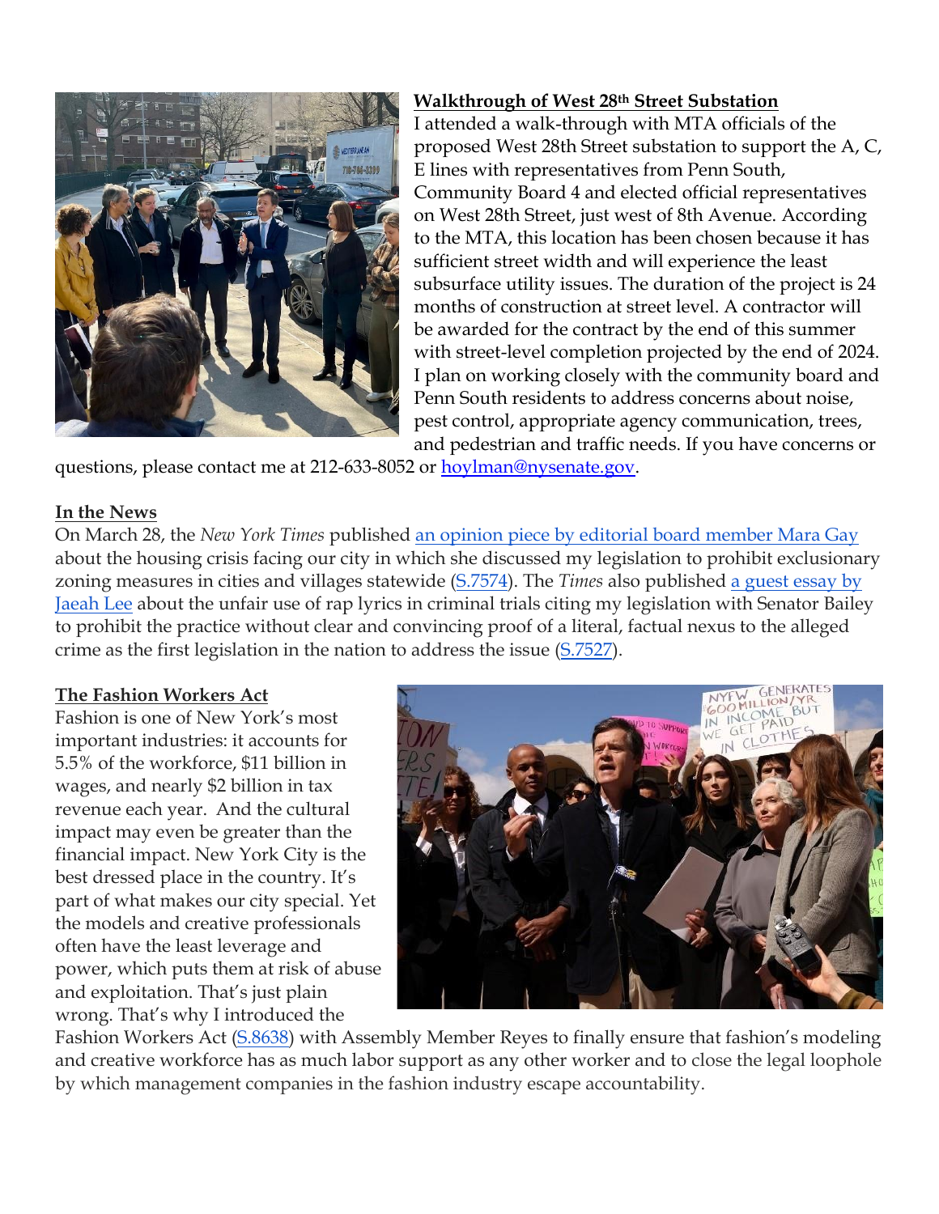**Walkthrough of West 28th Street Substation**

I attended a walk-through with MTA officials of the proposed West 28th Street substation to support the A, C, E lines with representatives from Penn South, Community Board 4 and elected official representatives on West 28th Street, just west of 8th Avenue. According to the MTA, this location has been chosen because it has sufficient street width and will experience the least subsurface utility issues. The duration of the project is 24 months of construction at street level. A contractor will be awarded for the contract by the end of this summer with street-level completion projected by the end of 2024. I plan on working closely with the community board and Penn South residents to address concerns about noise, pest control, appropriate agency communication, trees, and pedestrian and traffic needs. If you have concerns or questions, please contact me at 212-633-8052 or hoylman@nysenate.gov.

**In the News**

On March 28, the *New York Times* published an opinion piece by editorial board member Mara Gay about the housing crisis facing our city in which she discussed my legislation to prohibit exclusionary zoning measures in cities and villages statewide (S.7574). The *Times* also published a guest essay by Jaeah Lee about the unfair use of rap lyrics in criminal trials citing my legislation with Senator Bailey to prohibit the practice without clear and convincing proof of a literal, factual nexus to the alleged crime as the first legislation in the nation to address the issue (S.7527).

**The Fashion Workers Act**

Fashion is one of New York's most important industries: it accounts for 5.5% of the workforce, $11 billion in wages, and nearly $2 billion in tax revenue each year. And the cultural impact may even be greater than the financial impact. New York City is the best dressed place in the country. It's part of what makes our city special. Yet the models and creative professionals often have the least leverage and power, which puts them at risk of abuse and exploitation. That's just plain wrong. That's why I introduced the Fashion Workers Act (S.8638) with Assembly Member Reyes to finally ensure that fashion's modeling and creative workforce has as much labor support as any other worker and to close the legal loophole by which management companies in the fashion industry escape accountability.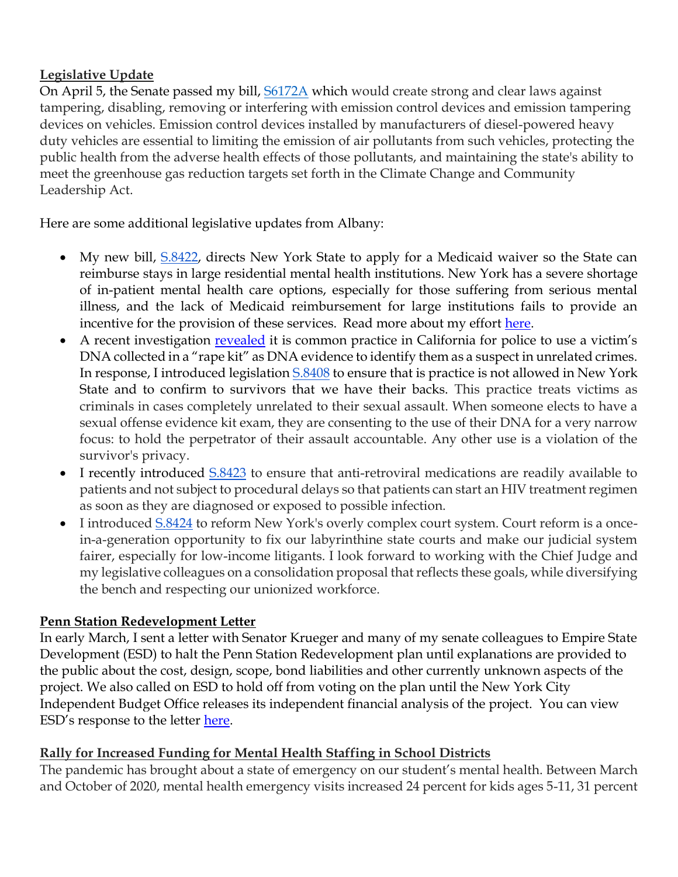**Legislative Update**

On April 5, the Senate passed my bill, S6172A which would create strong and clear laws against tampering, disabling, removing or interfering with emission control devices and emission tampering devices on vehicles. Emission control devices installed by manufacturers of diesel-powered heavy duty vehicles are essential to limiting the emission of air pollutants from such vehicles, protecting the public health from the adverse health effects of those pollutants, and maintaining the state's ability to meet the greenhouse gas reduction targets set forth in the Climate Change and Community Leadership Act.

Here are some additional legislative updates from Albany:

- My new bill, S.8422, directs New York State to apply for a Medicaid waiver so the State can reimburse stays in large residential mental health institutions. New York has a severe shortage of in-patient mental health care options, especially for those suffering from serious mental illness, and the lack of Medicaid reimbursement for large institutions fails to provide an incentive for the provision of these services. Read more about my effort here.
- A recent investigation revealed it is common practice in California for police to use a victim's DNA collected in a "rape kit" as DNA evidence to identify them as a suspect in unrelated crimes. In response, I introduced legislation S.8408 to ensure that is practice is not allowed in New York State and to confirm to survivors that we have their backs. This practice treats victims as criminals in cases completely unrelated to their sexual assault. When someone elects to have a sexual offense evidence kit exam, they are consenting to the use of their DNA for a very narrow focus: to hold the perpetrator of their assault accountable. Any other use is a violation of the survivor's privacy.
- I recently introduced S.8423 to ensure that anti-retroviral medications are readily available to patients and not subject to procedural delays so that patients can start an HIV treatment regimen as soon as they are diagnosed or exposed to possible infection.
- I introduced S.8424 to reform New York's overly complex court system. Court reform is a once-in-a-generation opportunity to fix our labyrinthine state courts and make our judicial system fairer, especially for low-income litigants. I look forward to working with the Chief Judge and my legislative colleagues on a consolidation proposal that reflects these goals, while diversifying the bench and respecting our unionized workforce.

**Penn Station Redevelopment Letter**

In early March, I sent a letter with Senator Krueger and many of my senate colleagues to Empire State Development (ESD) to halt the Penn Station Redevelopment plan until explanations are provided to the public about the cost, design, scope, bond liabilities and other currently unknown aspects of the project. We also called on ESD to hold off from voting on the plan until the New York City Independent Budget Office releases its independent financial analysis of the project. You can view ESD's response to the letter here.

**Rally for Increased Funding for Mental Health Staffing in School Districts**

The pandemic has brought about a state of emergency on our student's mental health. Between March and October of 2020, mental health emergency visits increased 24 percent for kids ages 5-11, 31 percent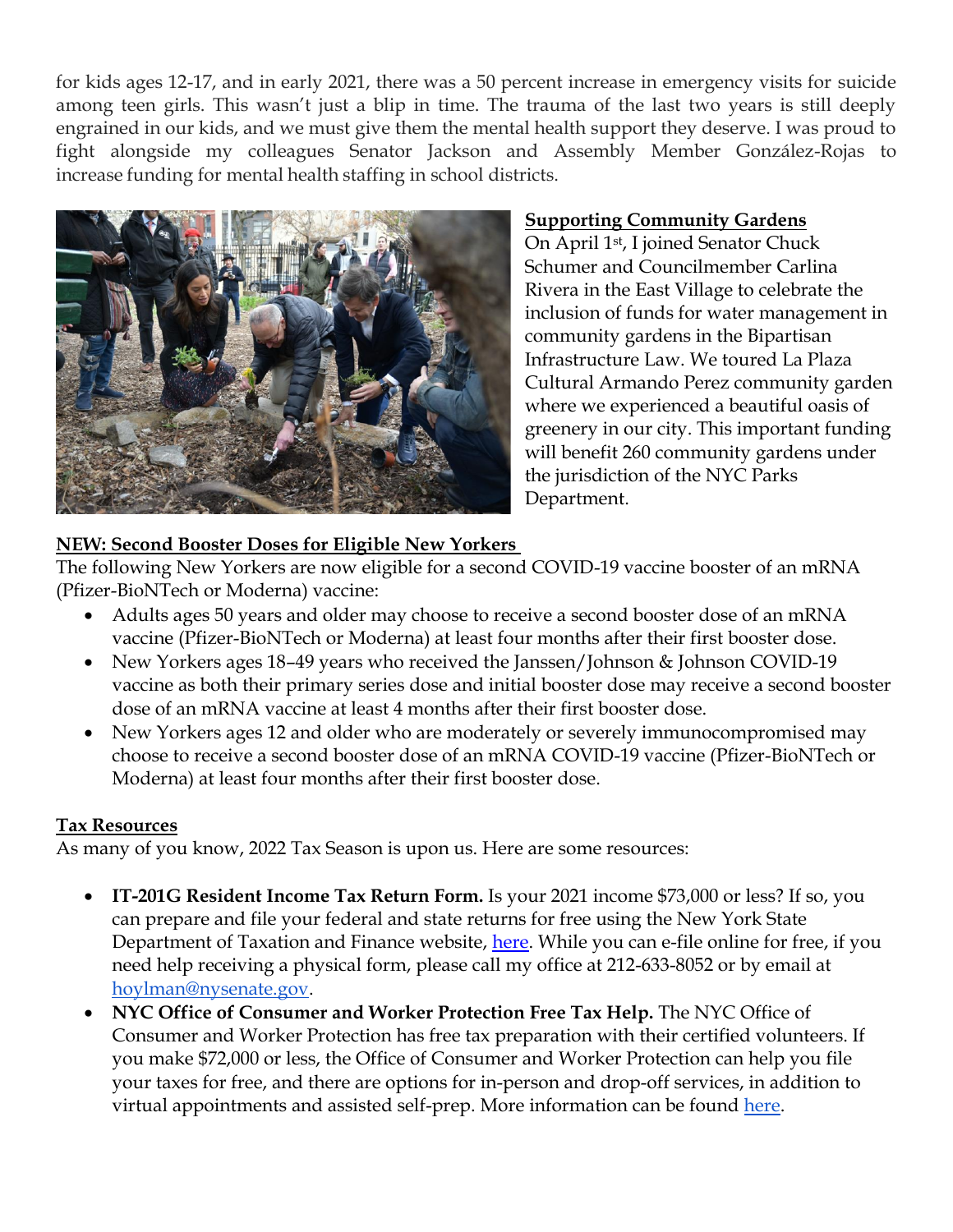for kids ages 12-17, and in early 2021, there was a 50 percent increase in emergency visits for suicide among teen girls. This wasn't just a blip in time. The trauma of the last two years is still deeply engrained in our kids, and we must give them the mental health support they deserve. I was proud to fight alongside my colleagues Senator Jackson and Assembly Member González-Rojas to increase funding for mental health staffing in school districts.

**Supporting Community Gardens**

On April 1st, I joined Senator Chuck Schumer and Councilmember Carlina Rivera in the East Village to celebrate the inclusion of funds for water management in community gardens in the Bipartisan Infrastructure Law. We toured La Plaza Cultural Armando Perez community garden where we experienced a beautiful oasis of greenery in our city. This important funding will benefit 260 community gardens under the jurisdiction of the NYC Parks Department.

**NEW: Second Booster Doses for Eligible New Yorkers**

The following New Yorkers are now eligible for a second COVID-19 vaccine booster of an mRNA (Pfizer-BioNTech or Moderna) vaccine:

- Adults ages 50 years and older may choose to receive a second booster dose of an mRNA vaccine (Pfizer-BioNTech or Moderna) at least four months after their first booster dose.
- New Yorkers ages 18–49 years who received the Janssen/Johnson & Johnson COVID-19 vaccine as both their primary series dose and initial booster dose may receive a second booster dose of an mRNA vaccine at least 4 months after their first booster dose.
- New Yorkers ages 12 and older who are moderately or severely immunocompromised may choose to receive a second booster dose of an mRNA COVID-19 vaccine (Pfizer-BioNTech or Moderna) at least four months after their first booster dose.

**Tax Resources**

As many of you know, 2022 Tax Season is upon us. Here are some resources:

- **IT-201G Resident Income Tax Return Form.** Is your 2021 income $73,000 or less? If so, you can prepare and file your federal and state returns for free using the New York State Department of Taxation and Finance website, here. While you can e-file online for free, if you need help receiving a physical form, please call my office at 212-633-8052 or by email at hoylman@nysenate.gov.
- **NYC Office of Consumer and Worker Protection Free Tax Help.** The NYC Office of Consumer and Worker Protection has free tax preparation with their certified volunteers. If you make $72,000 or less, the Office of Consumer and Worker Protection can help you file your taxes for free, and there are options for in-person and drop-off services, in addition to virtual appointments and assisted self-prep. More information can be found here.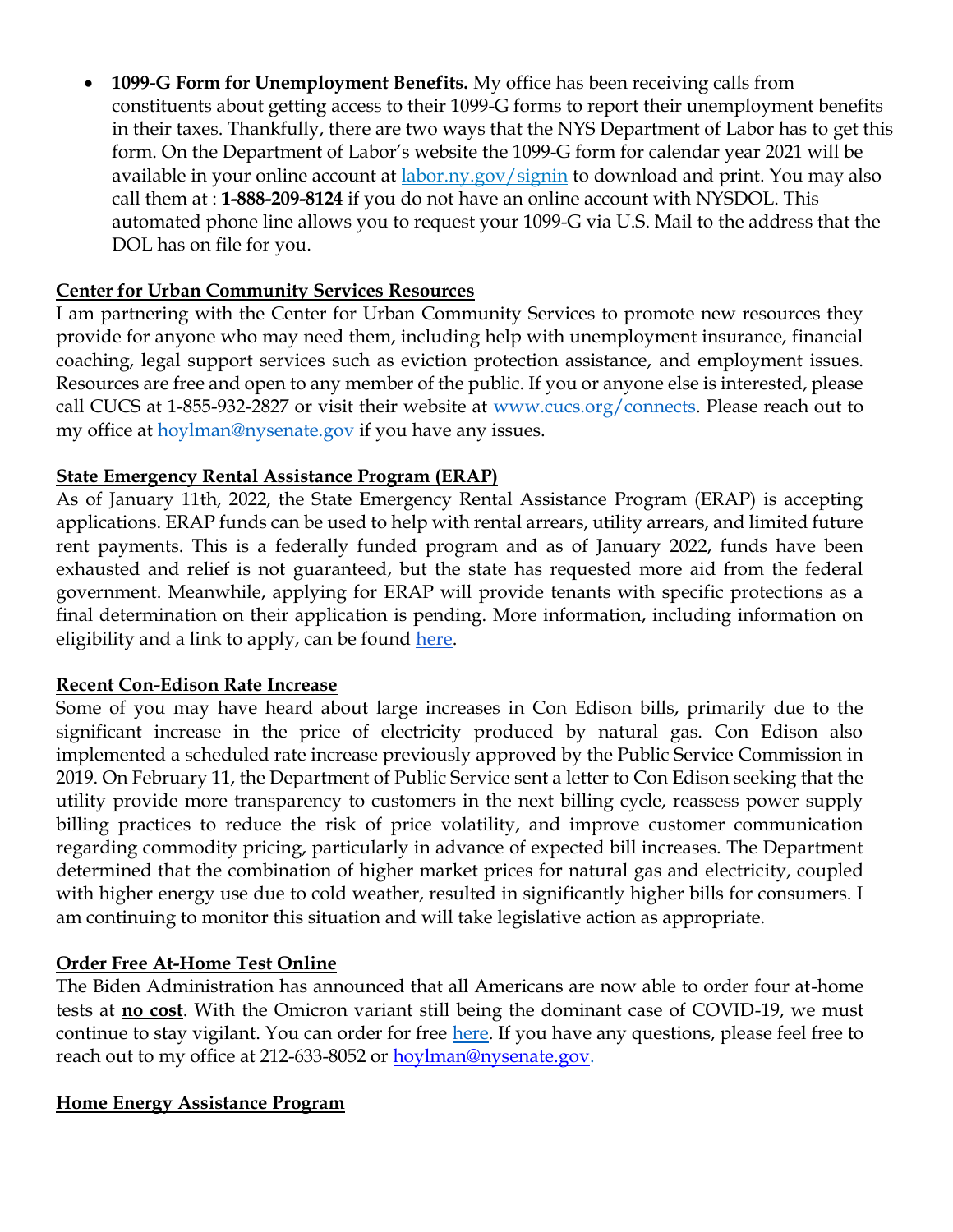- **1099-G Form for Unemployment Benefits.** My office has been receiving calls from constituents about getting access to their 1099-G forms to report their unemployment benefits in their taxes. Thankfully, there are two ways that the NYS Department of Labor has to get this form. On the Department of Labor's website the 1099-G form for calendar year 2021 will be available in your online account at [labor.ny.gov/signin](labor.ny.gov/signin) to download and print. You may also call them at : **1-888-209-8124** if you do not have an online account with NYSDOL. This automated phone line allows you to request your 1099-G via U.S. Mail to the address that the DOL has on file for you.

**Center for Urban Community Services Resources**

I am partnering with the Center for Urban Community Services to promote new resources they provide for anyone who may need them, including help with unemployment insurance, financial coaching, legal support services such as eviction protection assistance, and employment issues. Resources are free and open to any member of the public. If you or anyone else is interested, please call CUCS at 1-855-932-2827 or visit their website at [www.cucs.org/connects](www.cucs.org/connects). Please reach out to my office at [hoylman@nysenate.gov](mailto:hoylman@nysenate.gov) if you have any issues.

**State Emergency Rental Assistance Program (ERAP)**

As of January 11th, 2022, the State Emergency Rental Assistance Program (ERAP) is accepting applications. ERAP funds can be used to help with rental arrears, utility arrears, and limited future rent payments. This is a federally funded program and as of January 2022, funds have been exhausted and relief is not guaranteed, but the state has requested more aid from the federal government. Meanwhile, applying for ERAP will provide tenants with specific protections as a final determination on their application is pending. More information, including information on eligibility and a link to apply, can be found here.

**Recent Con-Edison Rate Increase**

Some of you may have heard about large increases in Con Edison bills, primarily due to the significant increase in the price of electricity produced by natural gas. Con Edison also implemented a scheduled rate increase previously approved by the Public Service Commission in 2019. On February 11, the Department of Public Service sent a letter to Con Edison seeking that the utility provide more transparency to customers in the next billing cycle, reassess power supply billing practices to reduce the risk of price volatility, and improve customer communication regarding commodity pricing, particularly in advance of expected bill increases. The Department determined that the combination of higher market prices for natural gas and electricity, coupled with higher energy use due to cold weather, resulted in significantly higher bills for consumers. I am continuing to monitor this situation and will take legislative action as appropriate.

**Order Free At-Home Test Online**

The Biden Administration has announced that all Americans are now able to order four at-home tests at **no cost**. With the Omicron variant still being the dominant case of COVID-19, we must continue to stay vigilant. You can order for free here. If you have any questions, please feel free to reach out to my office at 212-633-8052 or [hoylman@nysenate.gov](mailto:hoylman@nysenate.gov).

**Home Energy Assistance Program**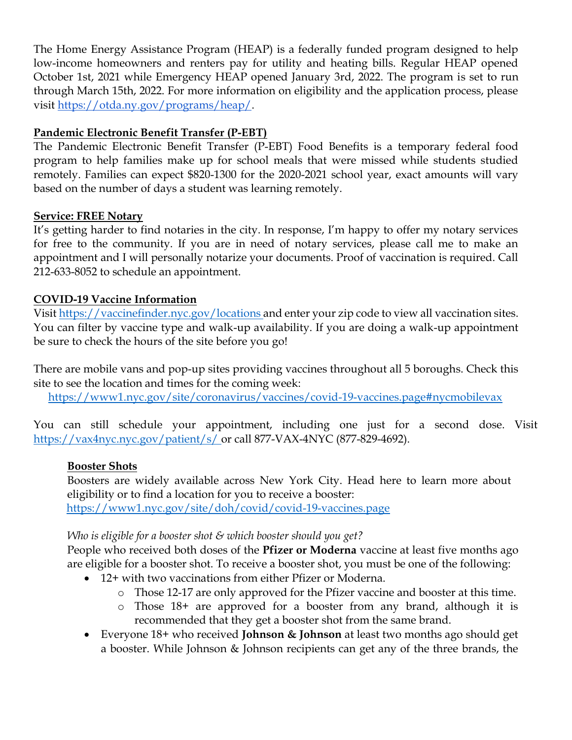The Home Energy Assistance Program (HEAP) is a federally funded program designed to help low-income homeowners and renters pay for utility and heating bills. Regular HEAP opened October 1st, 2021 while Emergency HEAP opened January 3rd, 2022. The program is set to run through March 15th, 2022. For more information on eligibility and the application process, please visit https://otda.ny.gov/programs/heap/.

## Pandemic Electronic Benefit Transfer (P-EBT)

The Pandemic Electronic Benefit Transfer (P-EBT) Food Benefits is a temporary federal food program to help families make up for school meals that were missed while students studied remotely. Families can expect $820-1300 for the 2020-2021 school year, exact amounts will vary based on the number of days a student was learning remotely.

## Service: FREE Notary

It's getting harder to find notaries in the city. In response, I'm happy to offer my notary services for free to the community. If you are in need of notary services, please call me to make an appointment and I will personally notarize your documents. Proof of vaccination is required. Call 212-633-8052 to schedule an appointment.

## COVID-19 Vaccine Information

Visit https://vaccinefinder.nyc.gov/locations and enter your zip code to view all vaccination sites. You can filter by vaccine type and walk-up availability. If you are doing a walk-up appointment be sure to check the hours of the site before you go!

There are mobile vans and pop-up sites providing vaccines throughout all 5 boroughs. Check this site to see the location and times for the coming week:

https://www1.nyc.gov/site/coronavirus/vaccines/covid-19-vaccines.page#nycmobilevax

You can still schedule your appointment, including one just for a second dose. Visit https://vax4nyc.nyc.gov/patient/s/ or call 877-VAX-4NYC (877-829-4692).

### Booster Shots

Boosters are widely available across New York City. Head here to learn more about eligibility or to find a location for you to receive a booster: https://www1.nyc.gov/site/doh/covid/covid-19-vaccines.page

*Who is eligible for a booster shot & which booster should you get?*

People who received both doses of the **Pfizer or Moderna** vaccine at least five months ago are eligible for a booster shot. To receive a booster shot, you must be one of the following:

- 12+ with two vaccinations from either Pfizer or Moderna.
  - Those 12-17 are only approved for the Pfizer vaccine and booster at this time.
  - Those 18+ are approved for a booster from any brand, although it is recommended that they get a booster shot from the same brand.
- Everyone 18+ who received **Johnson & Johnson** at least two months ago should get a booster. While Johnson & Johnson recipients can get any of the three brands, the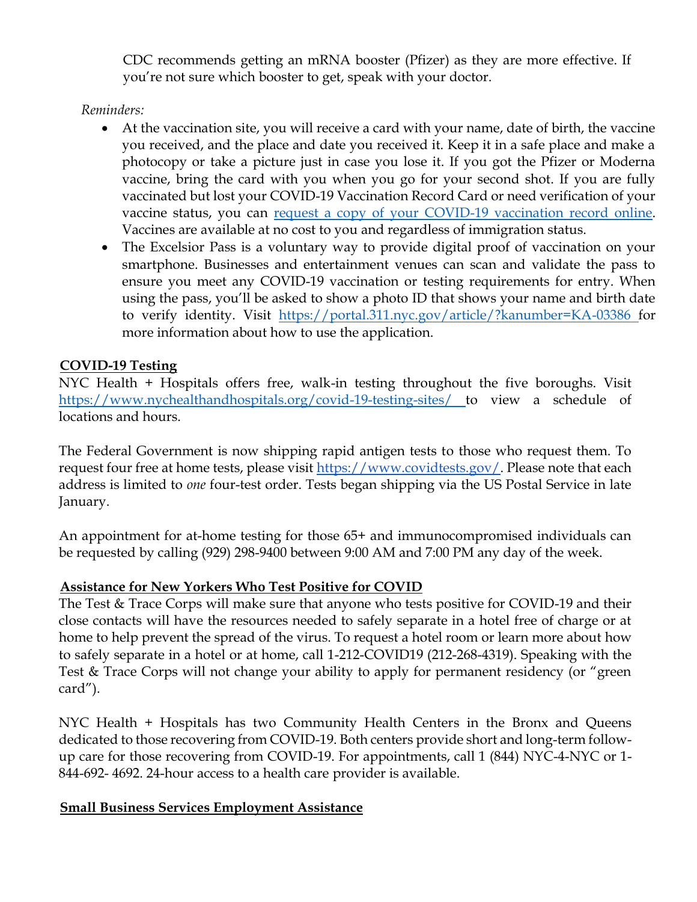CDC recommends getting an mRNA booster (Pfizer) as they are more effective. If you're not sure which booster to get, speak with your doctor.

*Reminders:*

- At the vaccination site, you will receive a card with your name, date of birth, the vaccine you received, and the place and date you received it. Keep it in a safe place and make a photocopy or take a picture just in case you lose it. If you got the Pfizer or Moderna vaccine, bring the card with you when you go for your second shot. If you are fully vaccinated but lost your COVID-19 Vaccination Record Card or need verification of your vaccine status, you can request a copy of your COVID-19 vaccination record online. Vaccines are available at no cost to you and regardless of immigration status.
- The Excelsior Pass is a voluntary way to provide digital proof of vaccination on your smartphone. Businesses and entertainment venues can scan and validate the pass to ensure you meet any COVID-19 vaccination or testing requirements for entry. When using the pass, you'll be asked to show a photo ID that shows your name and birth date to verify identity. Visit https://portal.311.nyc.gov/article/?kanumber=KA-03386 for more information about how to use the application.

**COVID-19 Testing**

NYC Health + Hospitals offers free, walk-in testing throughout the five boroughs. Visit https://www.nychealthandhospitals.org/covid-19-testing-sites/ to view a schedule of locations and hours.

The Federal Government is now shipping rapid antigen tests to those who request them. To request four free at home tests, please visit https://www.covidtests.gov/. Please note that each address is limited to *one* four-test order. Tests began shipping via the US Postal Service in late January.

An appointment for at-home testing for those 65+ and immunocompromised individuals can be requested by calling (929) 298-9400 between 9:00 AM and 7:00 PM any day of the week.

**Assistance for New Yorkers Who Test Positive for COVID**

The Test & Trace Corps will make sure that anyone who tests positive for COVID-19 and their close contacts will have the resources needed to safely separate in a hotel free of charge or at home to help prevent the spread of the virus. To request a hotel room or learn more about how to safely separate in a hotel or at home, call 1-212-COVID19 (212-268-4319). Speaking with the Test & Trace Corps will not change your ability to apply for permanent residency (or "green card").

NYC Health + Hospitals has two Community Health Centers in the Bronx and Queens dedicated to those recovering from COVID-19. Both centers provide short and long-term follow-up care for those recovering from COVID-19. For appointments, call 1 (844) NYC-4-NYC or 1-844-692- 4692. 24-hour access to a health care provider is available.

**Small Business Services Employment Assistance**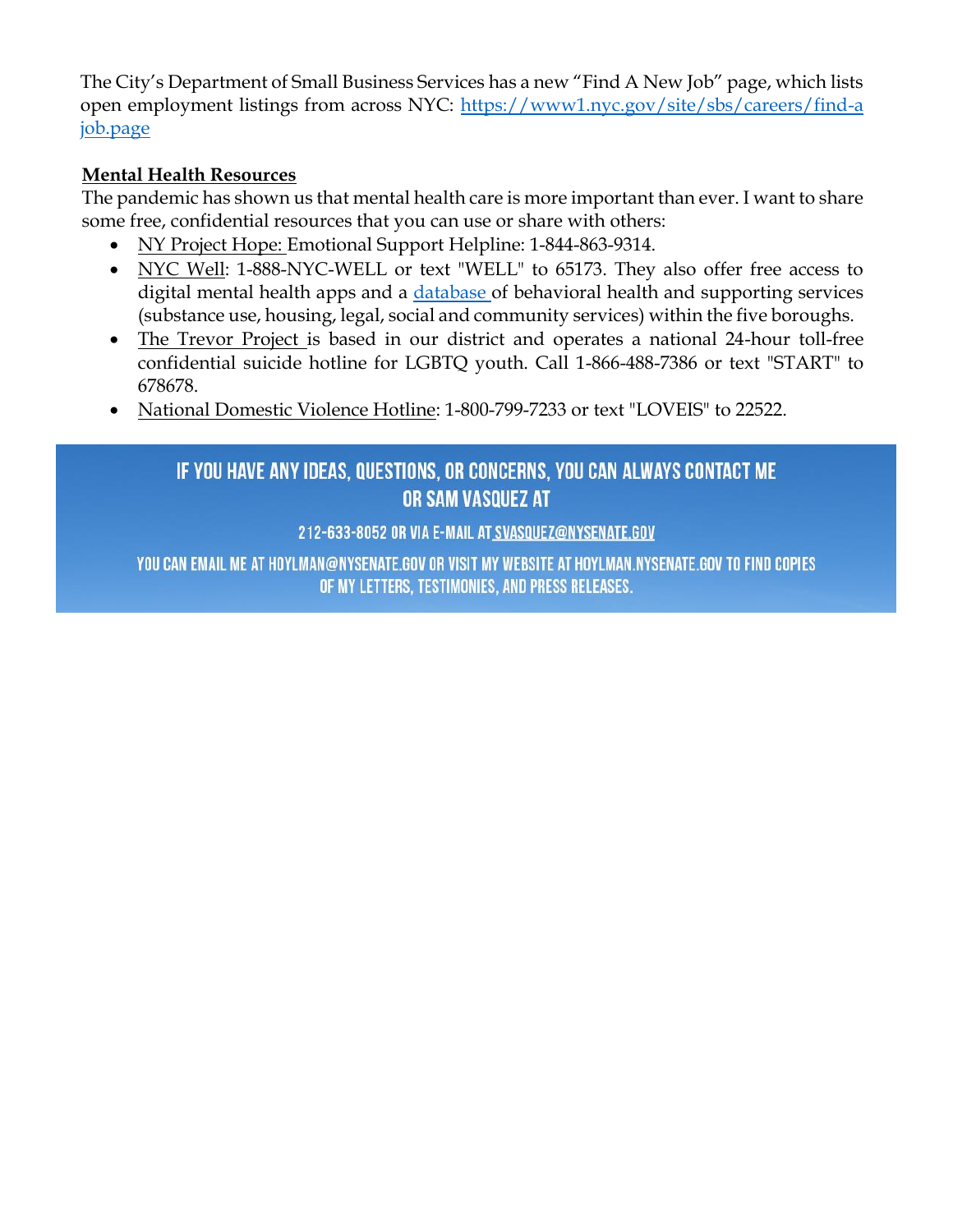The City's Department of Small Business Services has a new "Find A New Job" page, which lists open employment listings from across NYC: [https://www1.nyc.gov/site/sbs/careers/find-a job.page](https://www1.nyc.gov/site/sbs/careers/find-a-job.page)

**Mental Health Resources**

The pandemic has shown us that mental health care is more important than ever. I want to share some free, confidential resources that you can use or share with others:

- NY Project Hope: Emotional Support Helpline: 1-844-863-9314.
- NYC Well: 1-888-NYC-WELL or text "WELL" to 65173. They also offer free access to digital mental health apps and a database of behavioral health and supporting services (substance use, housing, legal, social and community services) within the five boroughs.
- The Trevor Project is based in our district and operates a national 24-hour toll-free confidential suicide hotline for LGBTQ youth. Call 1-866-488-7386 or text "START" to 678678.
- National Domestic Violence Hotline: 1-800-799-7233 or text "LOVEIS" to 22522.

IF YOU HAVE ANY IDEAS, QUESTIONS, OR CONCERNS, YOU CAN ALWAYS CONTACT ME OR SAM VASQUEZ AT

212-633-8052 OR VIA E-MAIL AT SVASQUEZ@NYSENATE.GOV

YOU CAN EMAIL ME AT HOYLMAN@NYSENATE.GOV OR VISIT MY WEBSITE AT HOYLMAN.NYSENATE.GOV TO FIND COPIES OF MY LETTERS, TESTIMONIES, AND PRESS RELEASES.